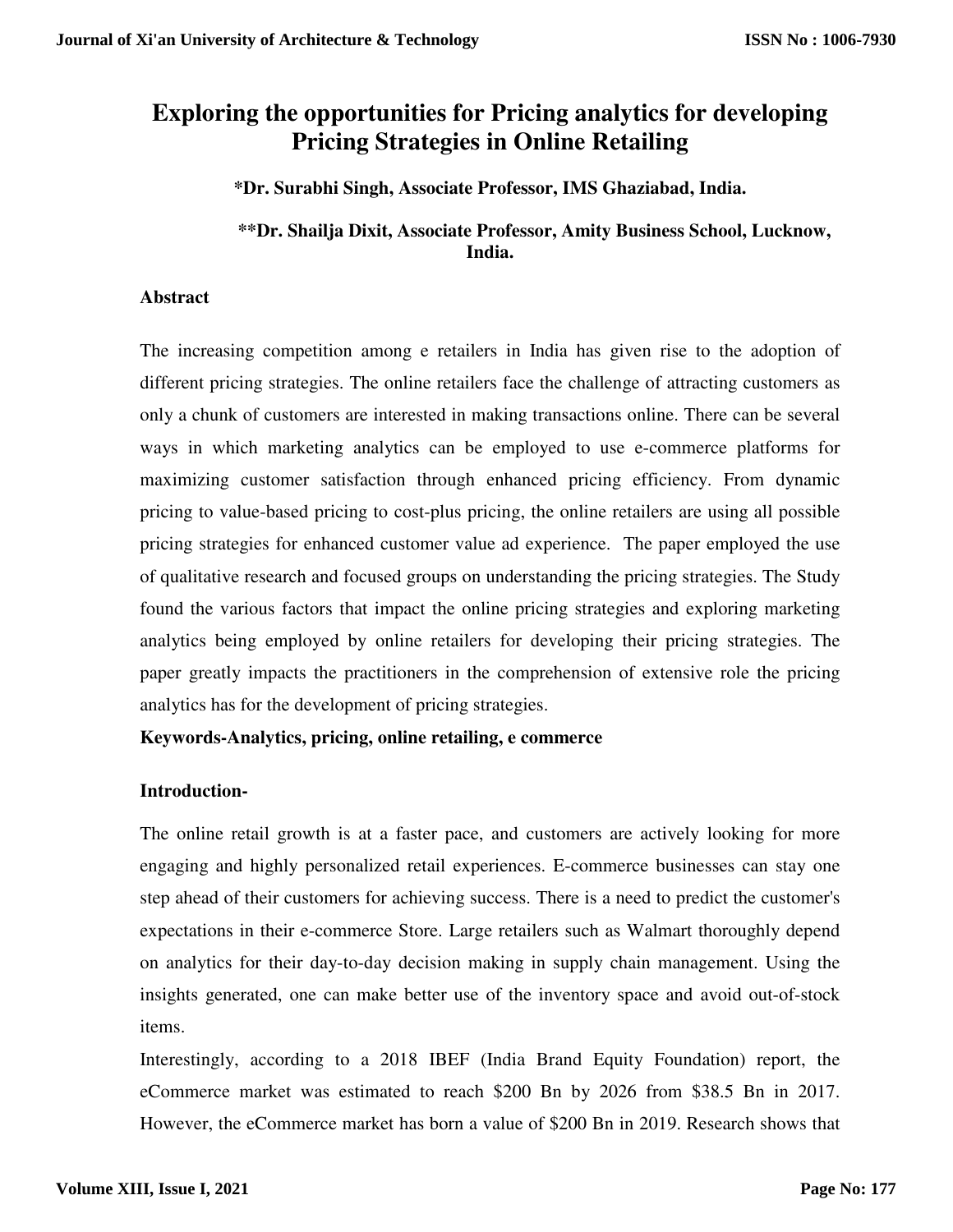# Exploring the opportunities for Pricing analytics for developing Pricing Strategies in Online Retailing

**\*Dr. Surabhi Singh, Associate Professor, IMS Ghaziabad, India.**

**\*\*Dr. Shailja Dixit, Associate Professor, Amity Business School, Lucknow, India.**

## Abstract

The increasing competition among e retailers in India has given rise to the adoption of different pricing strategies. The online retailers face the challenge of attracting customers as only a chunk of customers are interested in making transactions online. There can be several ways in which marketing analytics can be employed to use e-commerce platforms for maximizing customer satisfaction through enhanced pricing efficiency. From dynamic pricing to value-based pricing to cost-plus pricing, the online retailers are using all possible pricing strategies for enhanced customer value ad experience. The paper employed the use of qualitative research and focused groups on understanding the pricing strategies. The Study found the various factors that impact the online pricing strategies and exploring marketing analytics being employed by online retailers for developing their pricing strategies. The paper greatly impacts the practitioners in the comprehension of extensive role the pricing analytics has for the development of pricing strategies.

**Keywords-Analytics, pricing, online retailing, e commerce**

## Introduction-

The online retail growth is at a faster pace, and customers are actively looking for more engaging and highly personalized retail experiences. E-commerce businesses can stay one step ahead of their customers for achieving success. There is a need to predict the customer's expectations in their e-commerce Store. Large retailers such as Walmart thoroughly depend on analytics for their day-to-day decision making in supply chain management. Using the insights generated, one can make better use of the inventory space and avoid out-of-stock items.

Interestingly, according to a 2018 IBEF (India Brand Equity Foundation) report, the eCommerce market was estimated to reach $200 Bn by 2026 from $38.5 Bn in 2017. However, the eCommerce market has born a value of $200 Bn in 2019. Research shows that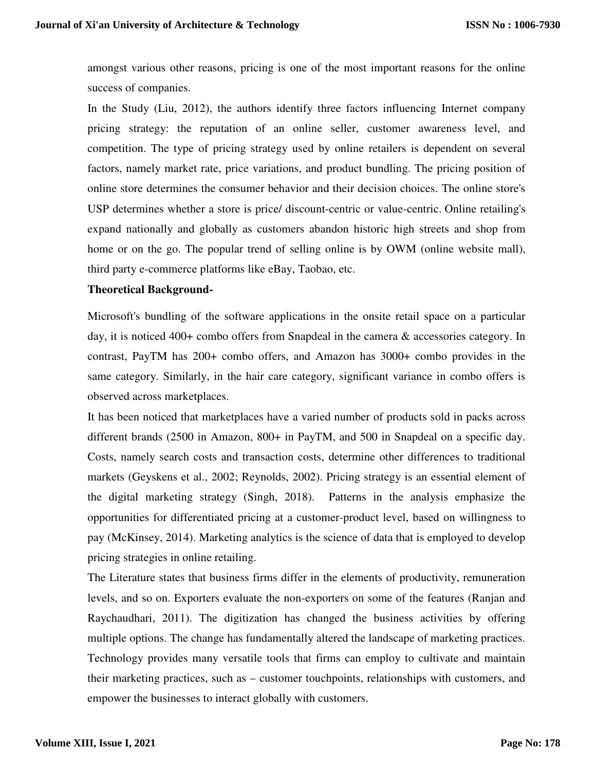amongst various other reasons, pricing is one of the most important reasons for the online success of companies.

In the Study (Liu, 2012), the authors identify three factors influencing Internet company pricing strategy: the reputation of an online seller, customer awareness level, and competition. The type of pricing strategy used by online retailers is dependent on several factors, namely market rate, price variations, and product bundling. The pricing position of online store determines the consumer behavior and their decision choices. The online store's USP determines whether a store is price/ discount-centric or value-centric. Online retailing's expand nationally and globally as customers abandon historic high streets and shop from home or on the go. The popular trend of selling online is by OWM (online website mall), third party e-commerce platforms like eBay, Taobao, etc.

**Theoretical Background-**

Microsoft's bundling of the software applications in the onsite retail space on a particular day, it is noticed 400+ combo offers from Snapdeal in the camera & accessories category. In contrast, PayTM has 200+ combo offers, and Amazon has 3000+ combo provides in the same category. Similarly, in the hair care category, significant variance in combo offers is observed across marketplaces.

It has been noticed that marketplaces have a varied number of products sold in packs across different brands (2500 in Amazon, 800+ in PayTM, and 500 in Snapdeal on a specific day. Costs, namely search costs and transaction costs, determine other differences to traditional markets (Geyskens et al., 2002; Reynolds, 2002). Pricing strategy is an essential element of the digital marketing strategy (Singh, 2018). Patterns in the analysis emphasize the opportunities for differentiated pricing at a customer-product level, based on willingness to pay (McKinsey, 2014). Marketing analytics is the science of data that is employed to develop pricing strategies in online retailing.

The Literature states that business firms differ in the elements of productivity, remuneration levels, and so on. Exporters evaluate the non-exporters on some of the features (Ranjan and Raychaudhari, 2011). The digitization has changed the business activities by offering multiple options. The change has fundamentally altered the landscape of marketing practices. Technology provides many versatile tools that firms can employ to cultivate and maintain their marketing practices, such as – customer touchpoints, relationships with customers, and empower the businesses to interact globally with customers.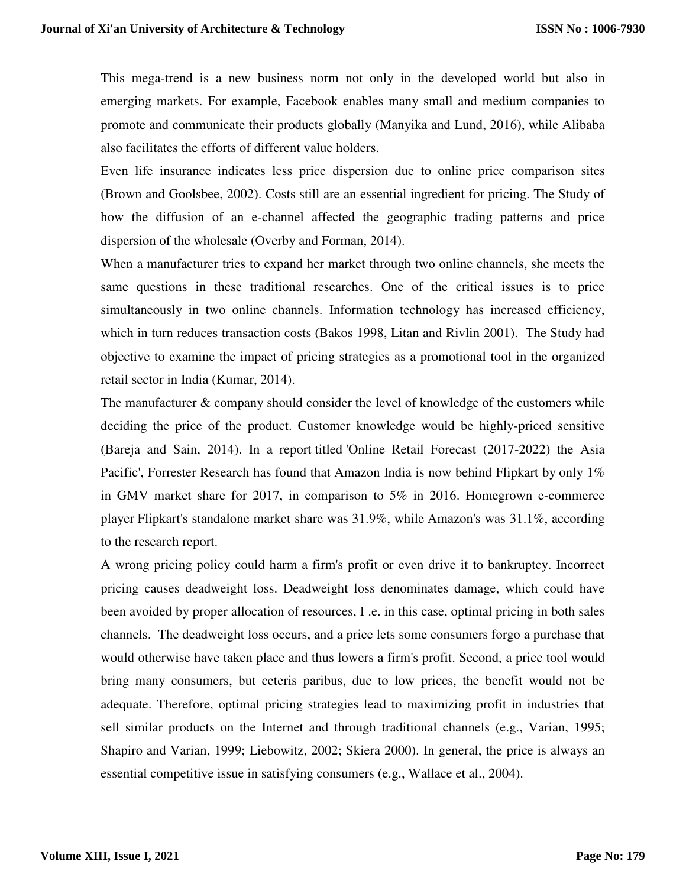This mega-trend is a new business norm not only in the developed world but also in emerging markets. For example, Facebook enables many small and medium companies to promote and communicate their products globally (Manyika and Lund, 2016), while Alibaba also facilitates the efforts of different value holders.

Even life insurance indicates less price dispersion due to online price comparison sites (Brown and Goolsbee, 2002). Costs still are an essential ingredient for pricing. The Study of how the diffusion of an e-channel affected the geographic trading patterns and price dispersion of the wholesale (Overby and Forman, 2014).

When a manufacturer tries to expand her market through two online channels, she meets the same questions in these traditional researches. One of the critical issues is to price simultaneously in two online channels. Information technology has increased efficiency, which in turn reduces transaction costs (Bakos 1998, Litan and Rivlin 2001). The Study had objective to examine the impact of pricing strategies as a promotional tool in the organized retail sector in India (Kumar, 2014).

The manufacturer & company should consider the level of knowledge of the customers while deciding the price of the product. Customer knowledge would be highly-priced sensitive (Bareja and Sain, 2014). In a report titled 'Online Retail Forecast (2017-2022) the Asia Pacific', Forrester Research has found that Amazon India is now behind Flipkart by only 1% in GMV market share for 2017, in comparison to 5% in 2016. Homegrown e-commerce player Flipkart's standalone market share was 31.9%, while Amazon's was 31.1%, according to the research report.

A wrong pricing policy could harm a firm's profit or even drive it to bankruptcy. Incorrect pricing causes deadweight loss. Deadweight loss denominates damage, which could have been avoided by proper allocation of resources, I .e. in this case, optimal pricing in both sales channels. The deadweight loss occurs, and a price lets some consumers forgo a purchase that would otherwise have taken place and thus lowers a firm's profit. Second, a price tool would bring many consumers, but ceteris paribus, due to low prices, the benefit would not be adequate. Therefore, optimal pricing strategies lead to maximizing profit in industries that sell similar products on the Internet and through traditional channels (e.g., Varian, 1995; Shapiro and Varian, 1999; Liebowitz, 2002; Skiera 2000). In general, the price is always an essential competitive issue in satisfying consumers (e.g., Wallace et al., 2004).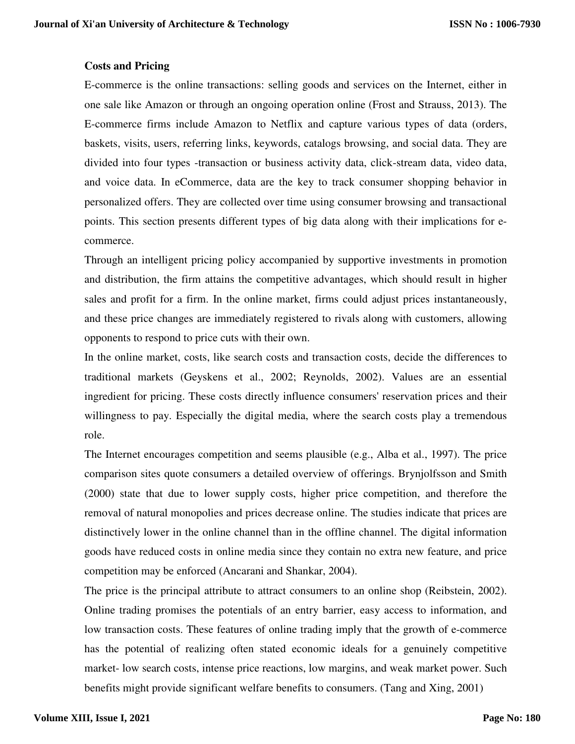**Costs and Pricing**

E-commerce is the online transactions: selling goods and services on the Internet, either in one sale like Amazon or through an ongoing operation online (Frost and Strauss, 2013). The E-commerce firms include Amazon to Netflix and capture various types of data (orders, baskets, visits, users, referring links, keywords, catalogs browsing, and social data. They are divided into four types -transaction or business activity data, click-stream data, video data, and voice data. In eCommerce, data are the key to track consumer shopping behavior in personalized offers. They are collected over time using consumer browsing and transactional points. This section presents different types of big data along with their implications for e-commerce.

Through an intelligent pricing policy accompanied by supportive investments in promotion and distribution, the firm attains the competitive advantages, which should result in higher sales and profit for a firm. In the online market, firms could adjust prices instantaneously, and these price changes are immediately registered to rivals along with customers, allowing opponents to respond to price cuts with their own.

In the online market, costs, like search costs and transaction costs, decide the differences to traditional markets (Geyskens et al., 2002; Reynolds, 2002). Values are an essential ingredient for pricing. These costs directly influence consumers' reservation prices and their willingness to pay. Especially the digital media, where the search costs play a tremendous role.

The Internet encourages competition and seems plausible (e.g., Alba et al., 1997). The price comparison sites quote consumers a detailed overview of offerings. Brynjolfsson and Smith (2000) state that due to lower supply costs, higher price competition, and therefore the removal of natural monopolies and prices decrease online. The studies indicate that prices are distinctively lower in the online channel than in the offline channel. The digital information goods have reduced costs in online media since they contain no extra new feature, and price competition may be enforced (Ancarani and Shankar, 2004).

The price is the principal attribute to attract consumers to an online shop (Reibstein, 2002). Online trading promises the potentials of an entry barrier, easy access to information, and low transaction costs. These features of online trading imply that the growth of e-commerce has the potential of realizing often stated economic ideals for a genuinely competitive market- low search costs, intense price reactions, low margins, and weak market power. Such benefits might provide significant welfare benefits to consumers. (Tang and Xing, 2001)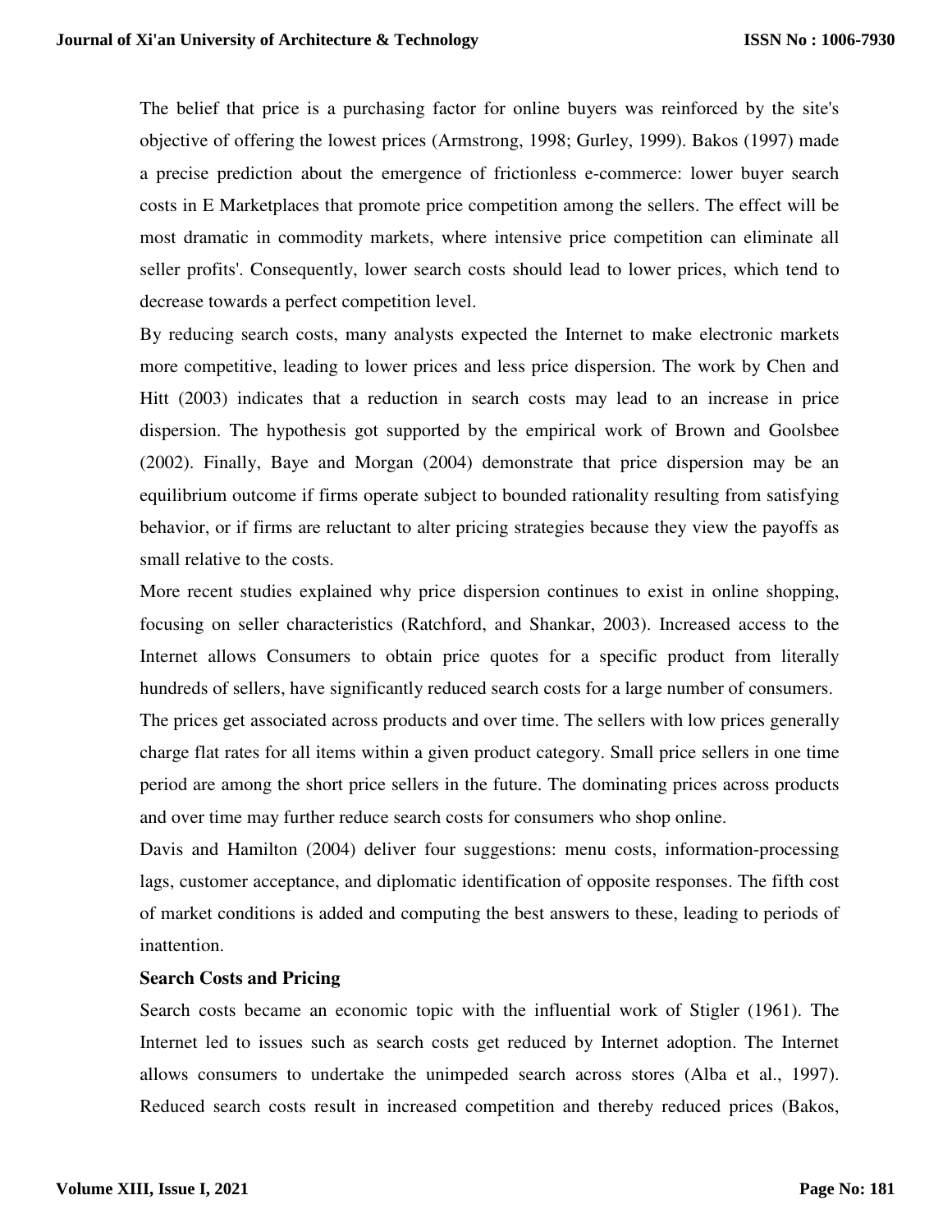The belief that price is a purchasing factor for online buyers was reinforced by the site's objective of offering the lowest prices (Armstrong, 1998; Gurley, 1999). Bakos (1997) made a precise prediction about the emergence of frictionless e-commerce: lower buyer search costs in E Marketplaces that promote price competition among the sellers. The effect will be most dramatic in commodity markets, where intensive price competition can eliminate all seller profits'. Consequently, lower search costs should lead to lower prices, which tend to decrease towards a perfect competition level.

By reducing search costs, many analysts expected the Internet to make electronic markets more competitive, leading to lower prices and less price dispersion. The work by Chen and Hitt (2003) indicates that a reduction in search costs may lead to an increase in price dispersion. The hypothesis got supported by the empirical work of Brown and Goolsbee (2002). Finally, Baye and Morgan (2004) demonstrate that price dispersion may be an equilibrium outcome if firms operate subject to bounded rationality resulting from satisfying behavior, or if firms are reluctant to alter pricing strategies because they view the payoffs as small relative to the costs.

More recent studies explained why price dispersion continues to exist in online shopping, focusing on seller characteristics (Ratchford, and Shankar, 2003). Increased access to the Internet allows Consumers to obtain price quotes for a specific product from literally hundreds of sellers, have significantly reduced search costs for a large number of consumers.

The prices get associated across products and over time. The sellers with low prices generally charge flat rates for all items within a given product category. Small price sellers in one time period are among the short price sellers in the future. The dominating prices across products and over time may further reduce search costs for consumers who shop online.

Davis and Hamilton (2004) deliver four suggestions: menu costs, information-processing lags, customer acceptance, and diplomatic identification of opposite responses. The fifth cost of market conditions is added and computing the best answers to these, leading to periods of inattention.

**Search Costs and Pricing**

Search costs became an economic topic with the influential work of Stigler (1961). The Internet led to issues such as search costs get reduced by Internet adoption. The Internet allows consumers to undertake the unimpeded search across stores (Alba et al., 1997). Reduced search costs result in increased competition and thereby reduced prices (Bakos,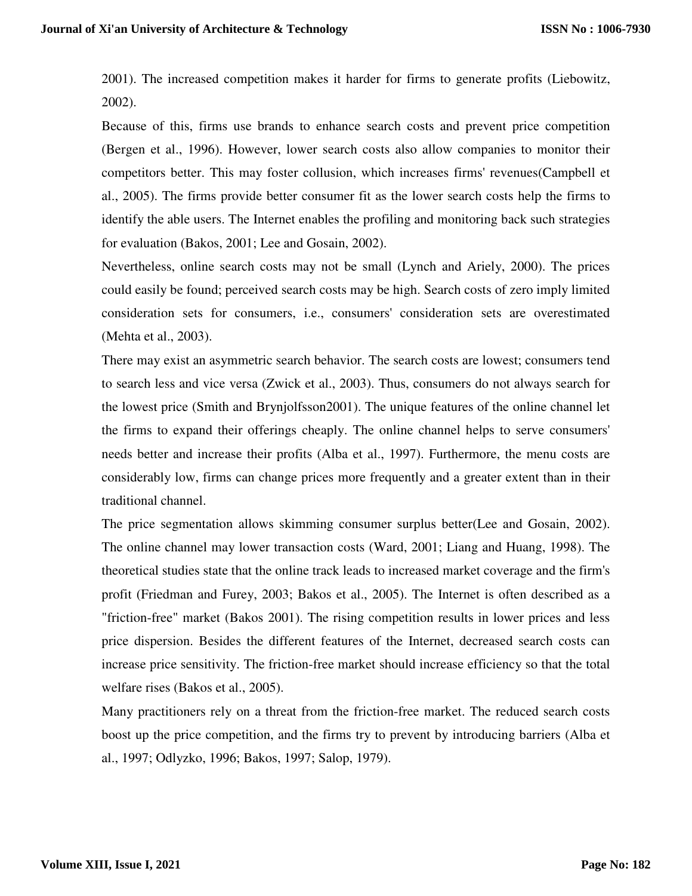2001). The increased competition makes it harder for firms to generate profits (Liebowitz, 2002).

Because of this, firms use brands to enhance search costs and prevent price competition (Bergen et al., 1996). However, lower search costs also allow companies to monitor their competitors better. This may foster collusion, which increases firms' revenues(Campbell et al., 2005). The firms provide better consumer fit as the lower search costs help the firms to identify the able users. The Internet enables the profiling and monitoring back such strategies for evaluation (Bakos, 2001; Lee and Gosain, 2002).

Nevertheless, online search costs may not be small (Lynch and Ariely, 2000). The prices could easily be found; perceived search costs may be high. Search costs of zero imply limited consideration sets for consumers, i.e., consumers' consideration sets are overestimated (Mehta et al., 2003).

There may exist an asymmetric search behavior. The search costs are lowest; consumers tend to search less and vice versa (Zwick et al., 2003). Thus, consumers do not always search for the lowest price (Smith and Brynjolfsson2001). The unique features of the online channel let the firms to expand their offerings cheaply. The online channel helps to serve consumers' needs better and increase their profits (Alba et al., 1997). Furthermore, the menu costs are considerably low, firms can change prices more frequently and a greater extent than in their traditional channel.

The price segmentation allows skimming consumer surplus better(Lee and Gosain, 2002). The online channel may lower transaction costs (Ward, 2001; Liang and Huang, 1998). The theoretical studies state that the online track leads to increased market coverage and the firm's profit (Friedman and Furey, 2003; Bakos et al., 2005). The Internet is often described as a "friction-free" market (Bakos 2001). The rising competition results in lower prices and less price dispersion. Besides the different features of the Internet, decreased search costs can increase price sensitivity. The friction-free market should increase efficiency so that the total welfare rises (Bakos et al., 2005).

Many practitioners rely on a threat from the friction-free market. The reduced search costs boost up the price competition, and the firms try to prevent by introducing barriers (Alba et al., 1997; Odlyzko, 1996; Bakos, 1997; Salop, 1979).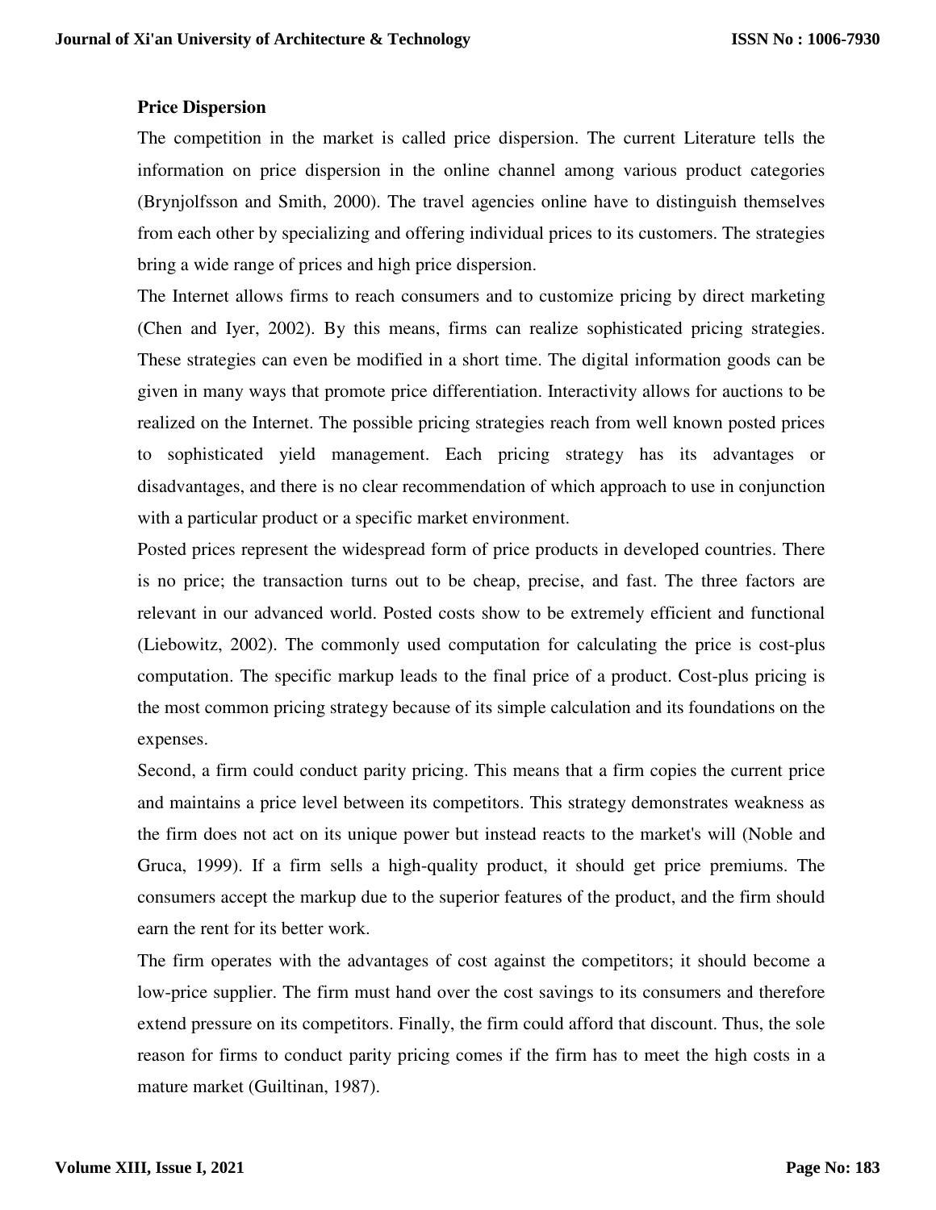**Price Dispersion**

The competition in the market is called price dispersion. The current Literature tells the information on price dispersion in the online channel among various product categories (Brynjolfsson and Smith, 2000). The travel agencies online have to distinguish themselves from each other by specializing and offering individual prices to its customers. The strategies bring a wide range of prices and high price dispersion.

The Internet allows firms to reach consumers and to customize pricing by direct marketing (Chen and Iyer, 2002). By this means, firms can realize sophisticated pricing strategies. These strategies can even be modified in a short time. The digital information goods can be given in many ways that promote price differentiation. Interactivity allows for auctions to be realized on the Internet. The possible pricing strategies reach from well known posted prices to sophisticated yield management. Each pricing strategy has its advantages or disadvantages, and there is no clear recommendation of which approach to use in conjunction with a particular product or a specific market environment.

Posted prices represent the widespread form of price products in developed countries. There is no price; the transaction turns out to be cheap, precise, and fast. The three factors are relevant in our advanced world. Posted costs show to be extremely efficient and functional (Liebowitz, 2002). The commonly used computation for calculating the price is cost-plus computation. The specific markup leads to the final price of a product. Cost-plus pricing is the most common pricing strategy because of its simple calculation and its foundations on the expenses.

Second, a firm could conduct parity pricing. This means that a firm copies the current price and maintains a price level between its competitors. This strategy demonstrates weakness as the firm does not act on its unique power but instead reacts to the market's will (Noble and Gruca, 1999). If a firm sells a high-quality product, it should get price premiums. The consumers accept the markup due to the superior features of the product, and the firm should earn the rent for its better work.

The firm operates with the advantages of cost against the competitors; it should become a low-price supplier. The firm must hand over the cost savings to its consumers and therefore extend pressure on its competitors. Finally, the firm could afford that discount. Thus, the sole reason for firms to conduct parity pricing comes if the firm has to meet the high costs in a mature market (Guiltinan, 1987).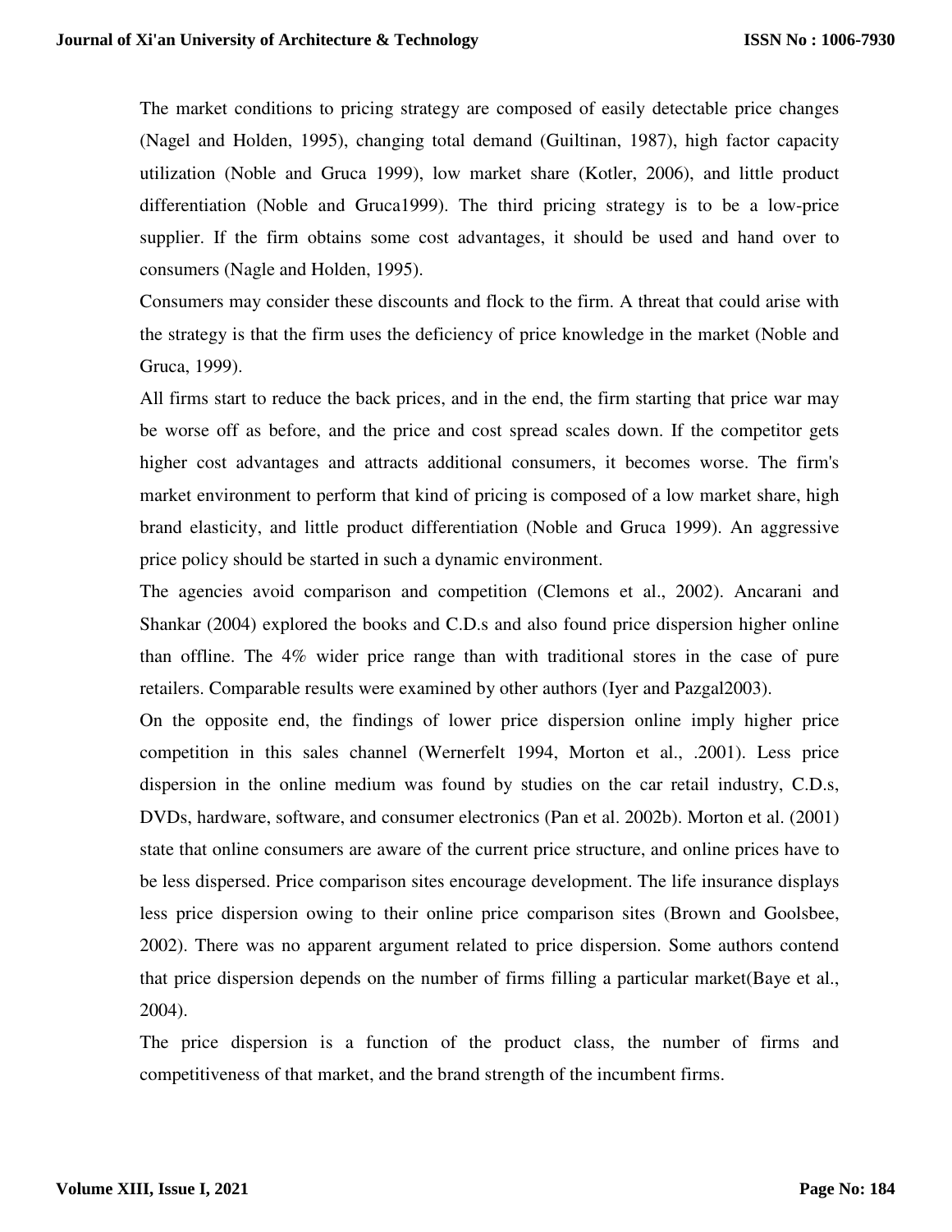The market conditions to pricing strategy are composed of easily detectable price changes (Nagel and Holden, 1995), changing total demand (Guiltinan, 1987), high factor capacity utilization (Noble and Gruca 1999), low market share (Kotler, 2006), and little product differentiation (Noble and Gruca1999). The third pricing strategy is to be a low-price supplier. If the firm obtains some cost advantages, it should be used and hand over to consumers (Nagle and Holden, 1995).

Consumers may consider these discounts and flock to the firm. A threat that could arise with the strategy is that the firm uses the deficiency of price knowledge in the market (Noble and Gruca, 1999).

All firms start to reduce the back prices, and in the end, the firm starting that price war may be worse off as before, and the price and cost spread scales down. If the competitor gets higher cost advantages and attracts additional consumers, it becomes worse. The firm's market environment to perform that kind of pricing is composed of a low market share, high brand elasticity, and little product differentiation (Noble and Gruca 1999). An aggressive price policy should be started in such a dynamic environment.

The agencies avoid comparison and competition (Clemons et al., 2002). Ancarani and Shankar (2004) explored the books and C.D.s and also found price dispersion higher online than offline. The 4% wider price range than with traditional stores in the case of pure retailers. Comparable results were examined by other authors (Iyer and Pazgal2003).

On the opposite end, the findings of lower price dispersion online imply higher price competition in this sales channel (Wernerfelt 1994, Morton et al., .2001). Less price dispersion in the online medium was found by studies on the car retail industry, C.D.s, DVDs, hardware, software, and consumer electronics (Pan et al. 2002b). Morton et al. (2001) state that online consumers are aware of the current price structure, and online prices have to be less dispersed. Price comparison sites encourage development. The life insurance displays less price dispersion owing to their online price comparison sites (Brown and Goolsbee, 2002). There was no apparent argument related to price dispersion. Some authors contend that price dispersion depends on the number of firms filling a particular market(Baye et al., 2004).

The price dispersion is a function of the product class, the number of firms and competitiveness of that market, and the brand strength of the incumbent firms.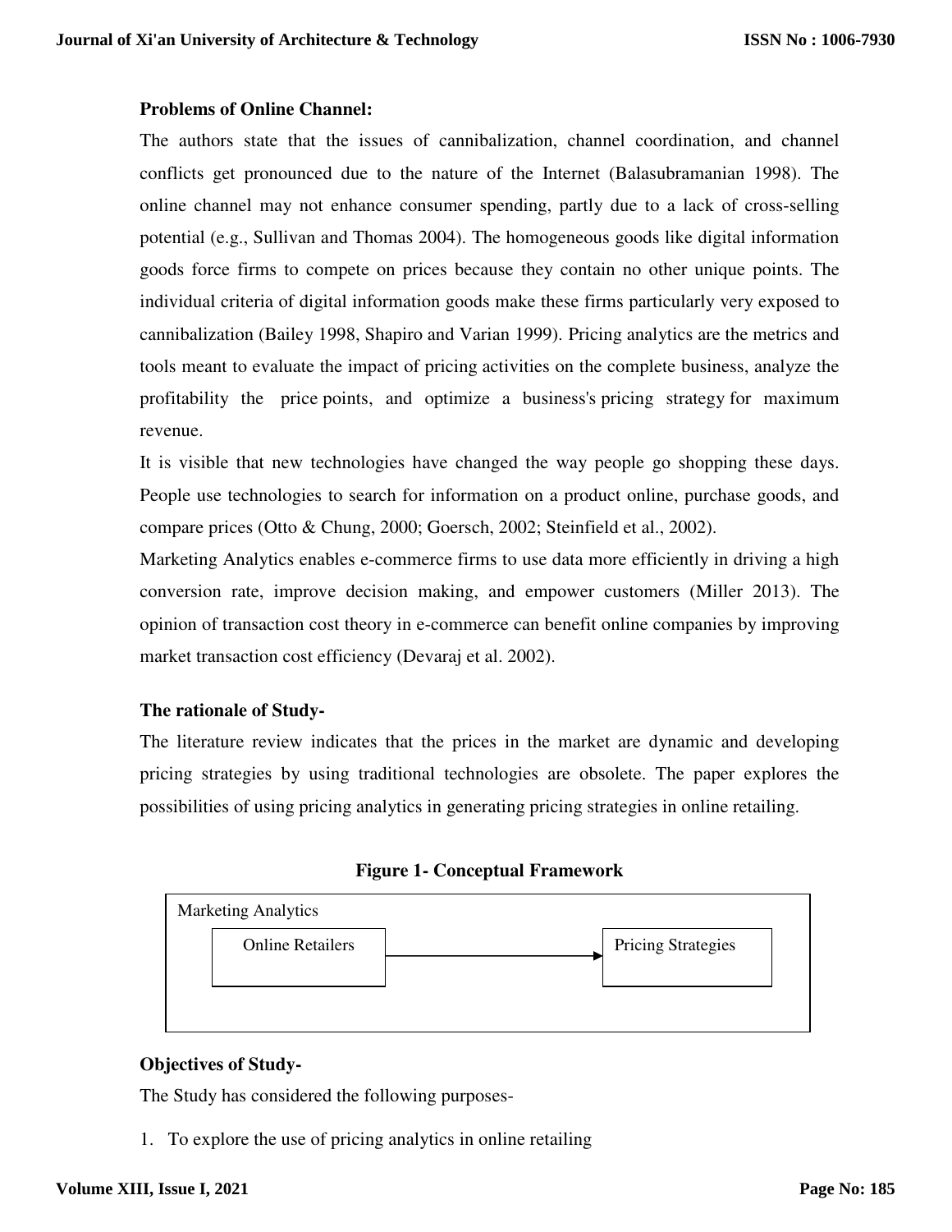**Problems of Online Channel:**

The authors state that the issues of cannibalization, channel coordination, and channel conflicts get pronounced due to the nature of the Internet (Balasubramanian 1998). The online channel may not enhance consumer spending, partly due to a lack of cross-selling potential (e.g., Sullivan and Thomas 2004). The homogeneous goods like digital information goods force firms to compete on prices because they contain no other unique points. The individual criteria of digital information goods make these firms particularly very exposed to cannibalization (Bailey 1998, Shapiro and Varian 1999). Pricing analytics are the metrics and tools meant to evaluate the impact of pricing activities on the complete business, analyze the profitability the price points, and optimize a business's pricing strategy for maximum revenue.

It is visible that new technologies have changed the way people go shopping these days. People use technologies to search for information on a product online, purchase goods, and compare prices (Otto & Chung, 2000; Goersch, 2002; Steinfield et al., 2002).

Marketing Analytics enables e-commerce firms to use data more efficiently in driving a high conversion rate, improve decision making, and empower customers (Miller 2013). The opinion of transaction cost theory in e-commerce can benefit online companies by improving market transaction cost efficiency (Devaraj et al. 2002).

**The rationale of Study-**

The literature review indicates that the prices in the market are dynamic and developing pricing strategies by using traditional technologies are obsolete. The paper explores the possibilities of using pricing analytics in generating pricing strategies in online retailing.

**Figure 1- Conceptual Framework**

Marketing Analytics

Online Retailers → Pricing Strategies

**Objectives of Study-**

The Study has considered the following purposes-

1. To explore the use of pricing analytics in online retailing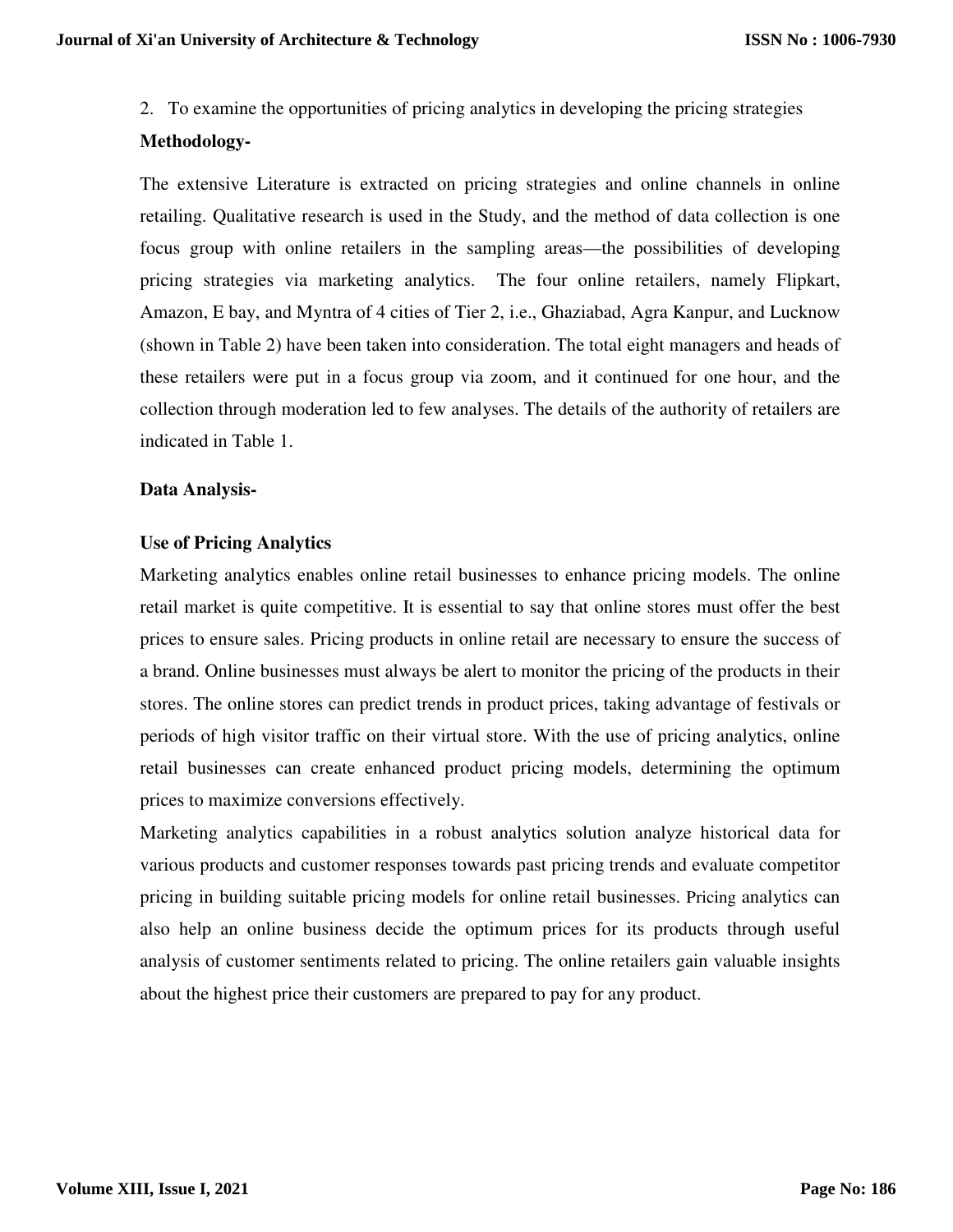2. To examine the opportunities of pricing analytics in developing the pricing strategies

**Methodology-**

The extensive Literature is extracted on pricing strategies and online channels in online retailing. Qualitative research is used in the Study, and the method of data collection is one focus group with online retailers in the sampling areas—the possibilities of developing pricing strategies via marketing analytics. The four online retailers, namely Flipkart, Amazon, E bay, and Myntra of 4 cities of Tier 2, i.e., Ghaziabad, Agra Kanpur, and Lucknow (shown in Table 2) have been taken into consideration. The total eight managers and heads of these retailers were put in a focus group via zoom, and it continued for one hour, and the collection through moderation led to few analyses. The details of the authority of retailers are indicated in Table 1.

**Data Analysis-**

**Use of Pricing Analytics**

Marketing analytics enables online retail businesses to enhance pricing models. The online retail market is quite competitive. It is essential to say that online stores must offer the best prices to ensure sales. Pricing products in online retail are necessary to ensure the success of a brand. Online businesses must always be alert to monitor the pricing of the products in their stores. The online stores can predict trends in product prices, taking advantage of festivals or periods of high visitor traffic on their virtual store. With the use of pricing analytics, online retail businesses can create enhanced product pricing models, determining the optimum prices to maximize conversions effectively.

Marketing analytics capabilities in a robust analytics solution analyze historical data for various products and customer responses towards past pricing trends and evaluate competitor pricing in building suitable pricing models for online retail businesses. Pricing analytics can also help an online business decide the optimum prices for its products through useful analysis of customer sentiments related to pricing. The online retailers gain valuable insights about the highest price their customers are prepared to pay for any product.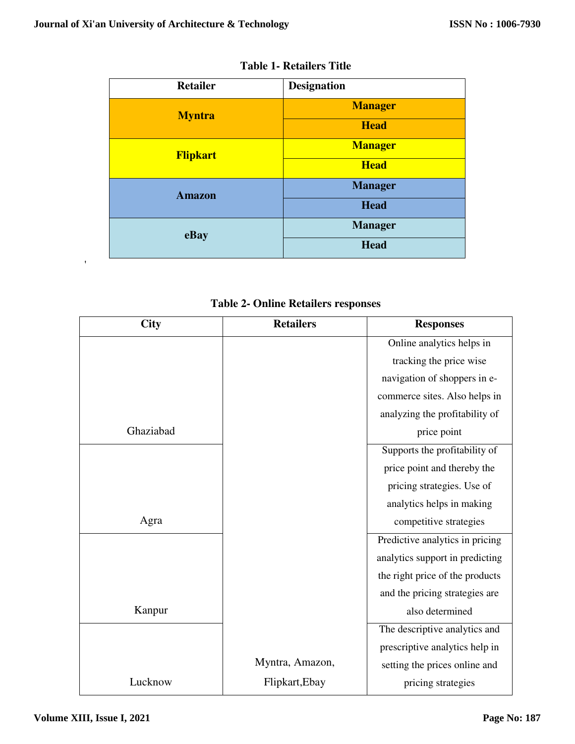**Table 1- Retailers Title**

| Retailer | Designation |
| --- | --- |
| Myntra | Manager |
| | Head |
| Flipkart | Manager |
| | Head |
| Amazon | Manager |
| | Head |
| eBay | Manager |
| | Head |

**Table 2- Online Retailers responses**

| City | Retailers | Responses |
| --- | --- | --- |
| Ghaziabad | Myntra, Amazon, Flipkart,Ebay | Online analytics helps in tracking the price wise navigation of shoppers in e-commerce sites. Also helps in analyzing the profitability of price point |
| Agra | | Supports the profitability of price point and thereby the pricing strategies. Use of analytics helps in making competitive strategies |
| Kanpur | | Predictive analytics in pricing analytics support in predicting the right price of the products and the pricing strategies are also determined |
| Lucknow | | The descriptive analytics and prescriptive analytics help in setting the prices online and pricing strategies |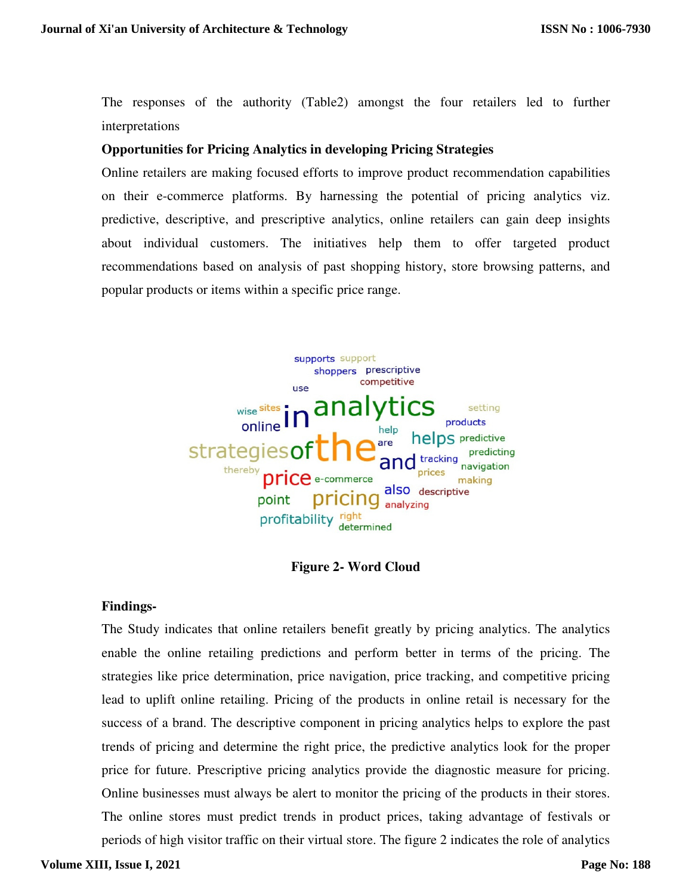The responses of the authority (Table2) amongst the four retailers led to further interpretations

**Opportunities for Pricing Analytics in developing Pricing Strategies**

Online retailers are making focused efforts to improve product recommendation capabilities on their e-commerce platforms. By harnessing the potential of pricing analytics viz. predictive, descriptive, and prescriptive analytics, online retailers can gain deep insights about individual customers. The initiatives help them to offer targeted product recommendations based on analysis of past shopping history, store browsing patterns, and popular products or items within a specific price range.

**Figure 2- Word Cloud**

**Findings-**

The Study indicates that online retailers benefit greatly by pricing analytics. The analytics enable the online retailing predictions and perform better in terms of the pricing. The strategies like price determination, price navigation, price tracking, and competitive pricing lead to uplift online retailing. Pricing of the products in online retail is necessary for the success of a brand. The descriptive component in pricing analytics helps to explore the past trends of pricing and determine the right price, the predictive analytics look for the proper price for future. Prescriptive pricing analytics provide the diagnostic measure for pricing. Online businesses must always be alert to monitor the pricing of the products in their stores. The online stores must predict trends in product prices, taking advantage of festivals or periods of high visitor traffic on their virtual store. The figure 2 indicates the role of analytics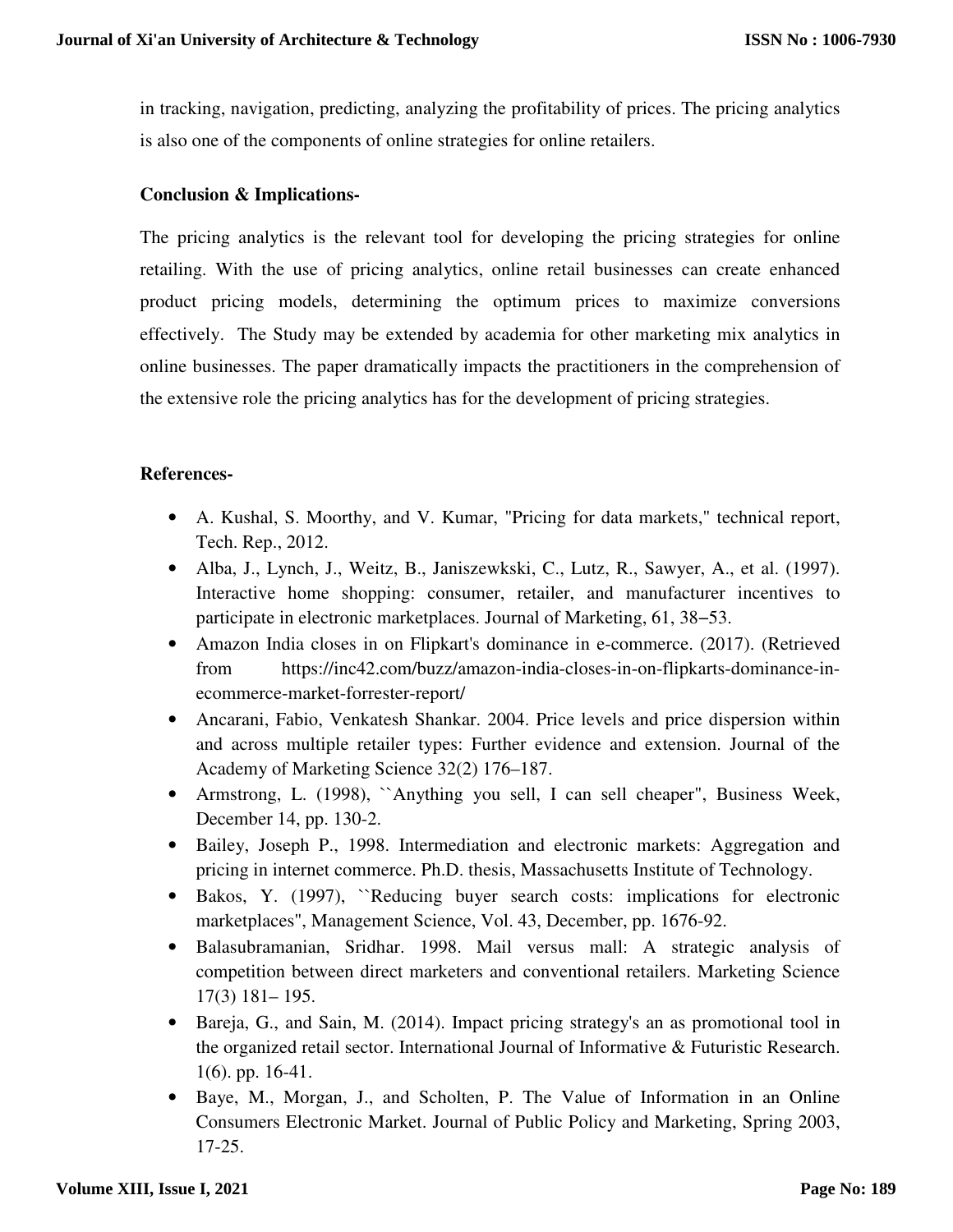in tracking, navigation, predicting, analyzing the profitability of prices. The pricing analytics is also one of the components of online strategies for online retailers.

**Conclusion & Implications-**

The pricing analytics is the relevant tool for developing the pricing strategies for online retailing. With the use of pricing analytics, online retail businesses can create enhanced product pricing models, determining the optimum prices to maximize conversions effectively. The Study may be extended by academia for other marketing mix analytics in online businesses. The paper dramatically impacts the practitioners in the comprehension of the extensive role the pricing analytics has for the development of pricing strategies.

**References-**

- A. Kushal, S. Moorthy, and V. Kumar, "Pricing for data markets," technical report, Tech. Rep., 2012.
- Alba, J., Lynch, J., Weitz, B., Janiszewkski, C., Lutz, R., Sawyer, A., et al. (1997). Interactive home shopping: consumer, retailer, and manufacturer incentives to participate in electronic marketplaces. Journal of Marketing, 61, 38–53.
- Amazon India closes in on Flipkart's dominance in e-commerce. (2017). (Retrieved from https://inc42.com/buzz/amazon-india-closes-in-on-flipkarts-dominance-in-ecommerce-market-forrester-report/
- Ancarani, Fabio, Venkatesh Shankar. 2004. Price levels and price dispersion within and across multiple retailer types: Further evidence and extension. Journal of the Academy of Marketing Science 32(2) 176–187.
- Armstrong, L. (1998), ``Anything you sell, I can sell cheaper", Business Week, December 14, pp. 130-2.
- Bailey, Joseph P., 1998. Intermediation and electronic markets: Aggregation and pricing in internet commerce. Ph.D. thesis, Massachusetts Institute of Technology.
- Bakos, Y. (1997), ``Reducing buyer search costs: implications for electronic marketplaces", Management Science, Vol. 43, December, pp. 1676-92.
- Balasubramanian, Sridhar. 1998. Mail versus mall: A strategic analysis of competition between direct marketers and conventional retailers. Marketing Science 17(3) 181– 195.
- Bareja, G., and Sain, M. (2014). Impact pricing strategy's an as promotional tool in the organized retail sector. International Journal of Informative & Futuristic Research. 1(6). pp. 16-41.
- Baye, M., Morgan, J., and Scholten, P. The Value of Information in an Online Consumers Electronic Market. Journal of Public Policy and Marketing, Spring 2003, 17-25.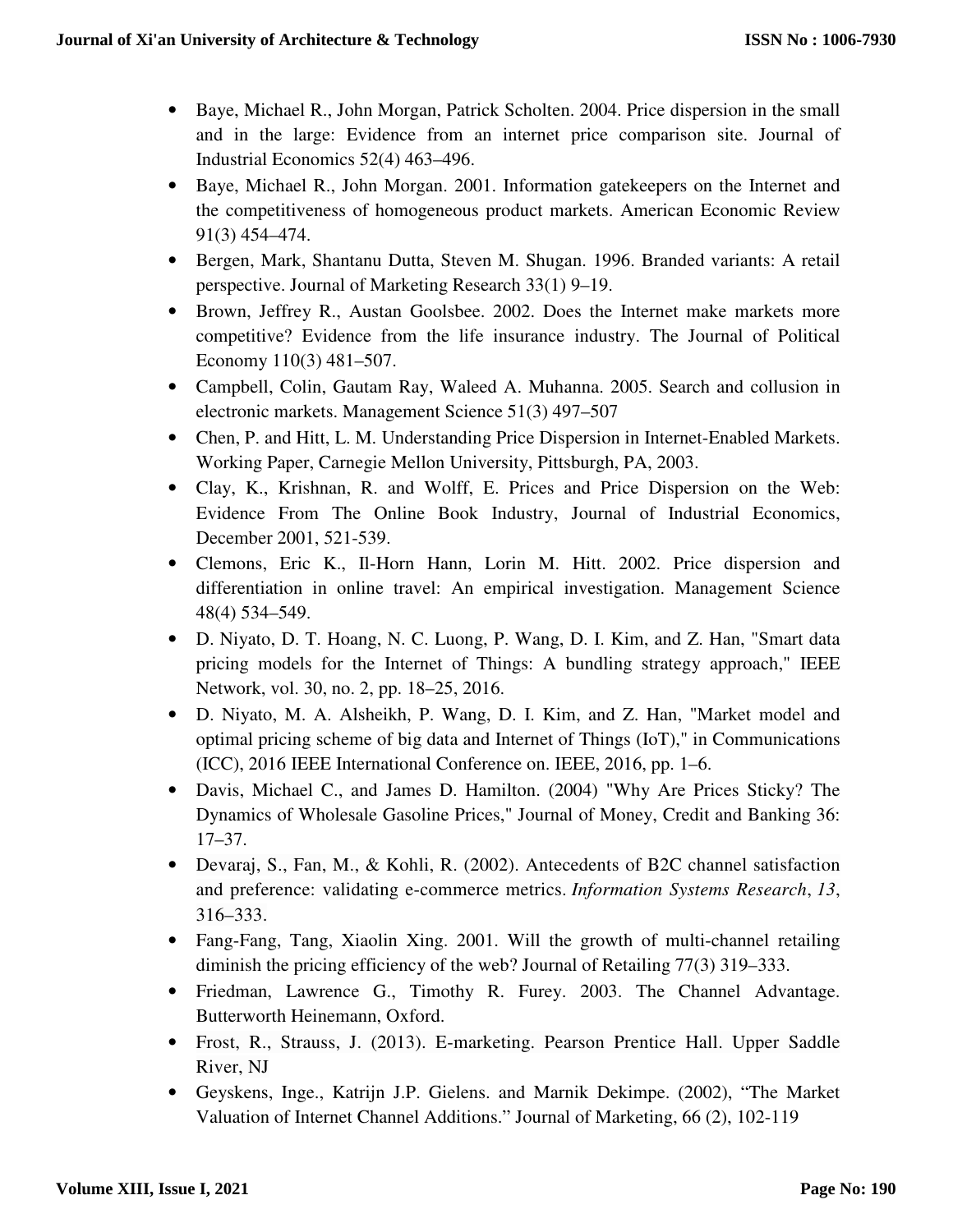- Baye, Michael R., John Morgan, Patrick Scholten. 2004. Price dispersion in the small and in the large: Evidence from an internet price comparison site. Journal of Industrial Economics 52(4) 463–496.
- Baye, Michael R., John Morgan. 2001. Information gatekeepers on the Internet and the competitiveness of homogeneous product markets. American Economic Review 91(3) 454–474.
- Bergen, Mark, Shantanu Dutta, Steven M. Shugan. 1996. Branded variants: A retail perspective. Journal of Marketing Research 33(1) 9–19.
- Brown, Jeffrey R., Austan Goolsbee. 2002. Does the Internet make markets more competitive? Evidence from the life insurance industry. The Journal of Political Economy 110(3) 481–507.
- Campbell, Colin, Gautam Ray, Waleed A. Muhanna. 2005. Search and collusion in electronic markets. Management Science 51(3) 497–507
- Chen, P. and Hitt, L. M. Understanding Price Dispersion in Internet-Enabled Markets. Working Paper, Carnegie Mellon University, Pittsburgh, PA, 2003.
- Clay, K., Krishnan, R. and Wolff, E. Prices and Price Dispersion on the Web: Evidence From The Online Book Industry, Journal of Industrial Economics, December 2001, 521-539.
- Clemons, Eric K., Il-Horn Hann, Lorin M. Hitt. 2002. Price dispersion and differentiation in online travel: An empirical investigation. Management Science 48(4) 534–549.
- D. Niyato, D. T. Hoang, N. C. Luong, P. Wang, D. I. Kim, and Z. Han, "Smart data pricing models for the Internet of Things: A bundling strategy approach," IEEE Network, vol. 30, no. 2, pp. 18–25, 2016.
- D. Niyato, M. A. Alsheikh, P. Wang, D. I. Kim, and Z. Han, "Market model and optimal pricing scheme of big data and Internet of Things (IoT)," in Communications (ICC), 2016 IEEE International Conference on. IEEE, 2016, pp. 1–6.
- Davis, Michael C., and James D. Hamilton. (2004) "Why Are Prices Sticky? The Dynamics of Wholesale Gasoline Prices," Journal of Money, Credit and Banking 36: 17–37.
- Devaraj, S., Fan, M., & Kohli, R. (2002). Antecedents of B2C channel satisfaction and preference: validating e-commerce metrics. *Information Systems Research*, *13*, 316–333.
- Fang-Fang, Tang, Xiaolin Xing. 2001. Will the growth of multi-channel retailing diminish the pricing efficiency of the web? Journal of Retailing 77(3) 319–333.
- Friedman, Lawrence G., Timothy R. Furey. 2003. The Channel Advantage. Butterworth Heinemann, Oxford.
- Frost, R., Strauss, J. (2013). E-marketing. Pearson Prentice Hall. Upper Saddle River, NJ
- Geyskens, Inge., Katrijn J.P. Gielens. and Marnik Dekimpe. (2002), "The Market Valuation of Internet Channel Additions." Journal of Marketing, 66 (2), 102-119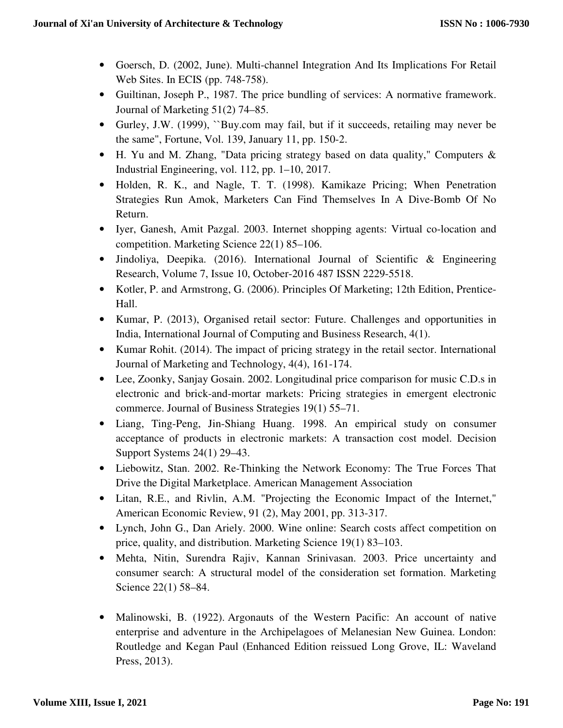- Goersch, D. (2002, June). Multi-channel Integration And Its Implications For Retail Web Sites. In ECIS (pp. 748-758).
- Guiltinan, Joseph P., 1987. The price bundling of services: A normative framework. Journal of Marketing 51(2) 74–85.
- Gurley, J.W. (1999), ``Buy.com may fail, but if it succeeds, retailing may never be the same'', Fortune, Vol. 139, January 11, pp. 150-2.
- H. Yu and M. Zhang, "Data pricing strategy based on data quality," Computers & Industrial Engineering, vol. 112, pp. 1–10, 2017.
- Holden, R. K., and Nagle, T. T. (1998). Kamikaze Pricing; When Penetration Strategies Run Amok, Marketers Can Find Themselves In A Dive-Bomb Of No Return.
- Iyer, Ganesh, Amit Pazgal. 2003. Internet shopping agents: Virtual co-location and competition. Marketing Science 22(1) 85–106.
- Jindoliya, Deepika. (2016). International Journal of Scientific & Engineering Research, Volume 7, Issue 10, October-2016 487 ISSN 2229-5518.
- Kotler, P. and Armstrong, G. (2006). Principles Of Marketing; 12th Edition, Prentice-Hall.
- Kumar, P. (2013), Organised retail sector: Future. Challenges and opportunities in India, International Journal of Computing and Business Research, 4(1).
- Kumar Rohit. (2014). The impact of pricing strategy in the retail sector. International Journal of Marketing and Technology, 4(4), 161-174.
- Lee, Zoonky, Sanjay Gosain. 2002. Longitudinal price comparison for music C.D.s in electronic and brick-and-mortar markets: Pricing strategies in emergent electronic commerce. Journal of Business Strategies 19(1) 55–71.
- Liang, Ting-Peng, Jin-Shiang Huang. 1998. An empirical study on consumer acceptance of products in electronic markets: A transaction cost model. Decision Support Systems 24(1) 29–43.
- Liebowitz, Stan. 2002. Re-Thinking the Network Economy: The True Forces That Drive the Digital Marketplace. American Management Association
- Litan, R.E., and Rivlin, A.M. "Projecting the Economic Impact of the Internet," American Economic Review, 91 (2), May 2001, pp. 313-317.
- Lynch, John G., Dan Ariely. 2000. Wine online: Search costs affect competition on price, quality, and distribution. Marketing Science 19(1) 83–103.
- Mehta, Nitin, Surendra Rajiv, Kannan Srinivasan. 2003. Price uncertainty and consumer search: A structural model of the consideration set formation. Marketing Science 22(1) 58–84.
- Malinowski, B. (1922). Argonauts of the Western Pacific: An account of native enterprise and adventure in the Archipelagoes of Melanesian New Guinea. London: Routledge and Kegan Paul (Enhanced Edition reissued Long Grove, IL: Waveland Press, 2013).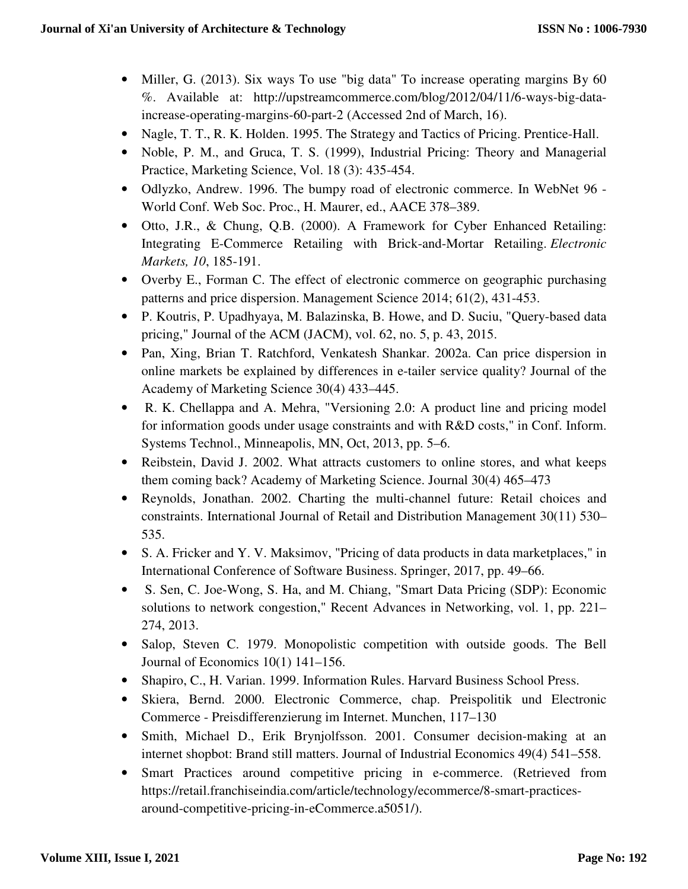- Miller, G. (2013). Six ways To use "big data" To increase operating margins By 60 %. Available at: http://upstreamcommerce.com/blog/2012/04/11/6-ways-big-data-increase-operating-margins-60-part-2 (Accessed 2nd of March, 16).
- Nagle, T. T., R. K. Holden. 1995. The Strategy and Tactics of Pricing. Prentice-Hall.
- Noble, P. M., and Gruca, T. S. (1999), Industrial Pricing: Theory and Managerial Practice, Marketing Science, Vol. 18 (3): 435-454.
- Odlyzko, Andrew. 1996. The bumpy road of electronic commerce. In WebNet 96 - World Conf. Web Soc. Proc., H. Maurer, ed., AACE 378–389.
- Otto, J.R., & Chung, Q.B. (2000). A Framework for Cyber Enhanced Retailing: Integrating E-Commerce Retailing with Brick-and-Mortar Retailing. *Electronic Markets, 10*, 185-191.
- Overby E., Forman C. The effect of electronic commerce on geographic purchasing patterns and price dispersion. Management Science 2014; 61(2), 431-453.
- P. Koutris, P. Upadhyaya, M. Balazinska, B. Howe, and D. Suciu, "Query-based data pricing," Journal of the ACM (JACM), vol. 62, no. 5, p. 43, 2015.
- Pan, Xing, Brian T. Ratchford, Venkatesh Shankar. 2002a. Can price dispersion in online markets be explained by differences in e-tailer service quality? Journal of the Academy of Marketing Science 30(4) 433–445.
- R. K. Chellappa and A. Mehra, "Versioning 2.0: A product line and pricing model for information goods under usage constraints and with R&D costs," in Conf. Inform. Systems Technol., Minneapolis, MN, Oct, 2013, pp. 5–6.
- Reibstein, David J. 2002. What attracts customers to online stores, and what keeps them coming back? Academy of Marketing Science. Journal 30(4) 465–473
- Reynolds, Jonathan. 2002. Charting the multi-channel future: Retail choices and constraints. International Journal of Retail and Distribution Management 30(11) 530–535.
- S. A. Fricker and Y. V. Maksimov, "Pricing of data products in data marketplaces," in International Conference of Software Business. Springer, 2017, pp. 49–66.
- S. Sen, C. Joe-Wong, S. Ha, and M. Chiang, "Smart Data Pricing (SDP): Economic solutions to network congestion," Recent Advances in Networking, vol. 1, pp. 221–274, 2013.
- Salop, Steven C. 1979. Monopolistic competition with outside goods. The Bell Journal of Economics 10(1) 141–156.
- Shapiro, C., H. Varian. 1999. Information Rules. Harvard Business School Press.
- Skiera, Bernd. 2000. Electronic Commerce, chap. Preispolitik und Electronic Commerce - Preisdifferenzierung im Internet. Munchen, 117–130
- Smith, Michael D., Erik Brynjolfsson. 2001. Consumer decision-making at an internet shopbot: Brand still matters. Journal of Industrial Economics 49(4) 541–558.
- Smart Practices around competitive pricing in e-commerce. (Retrieved from https://retail.franchiseindia.com/article/technology/ecommerce/8-smart-practices-around-competitive-pricing-in-eCommerce.a5051/).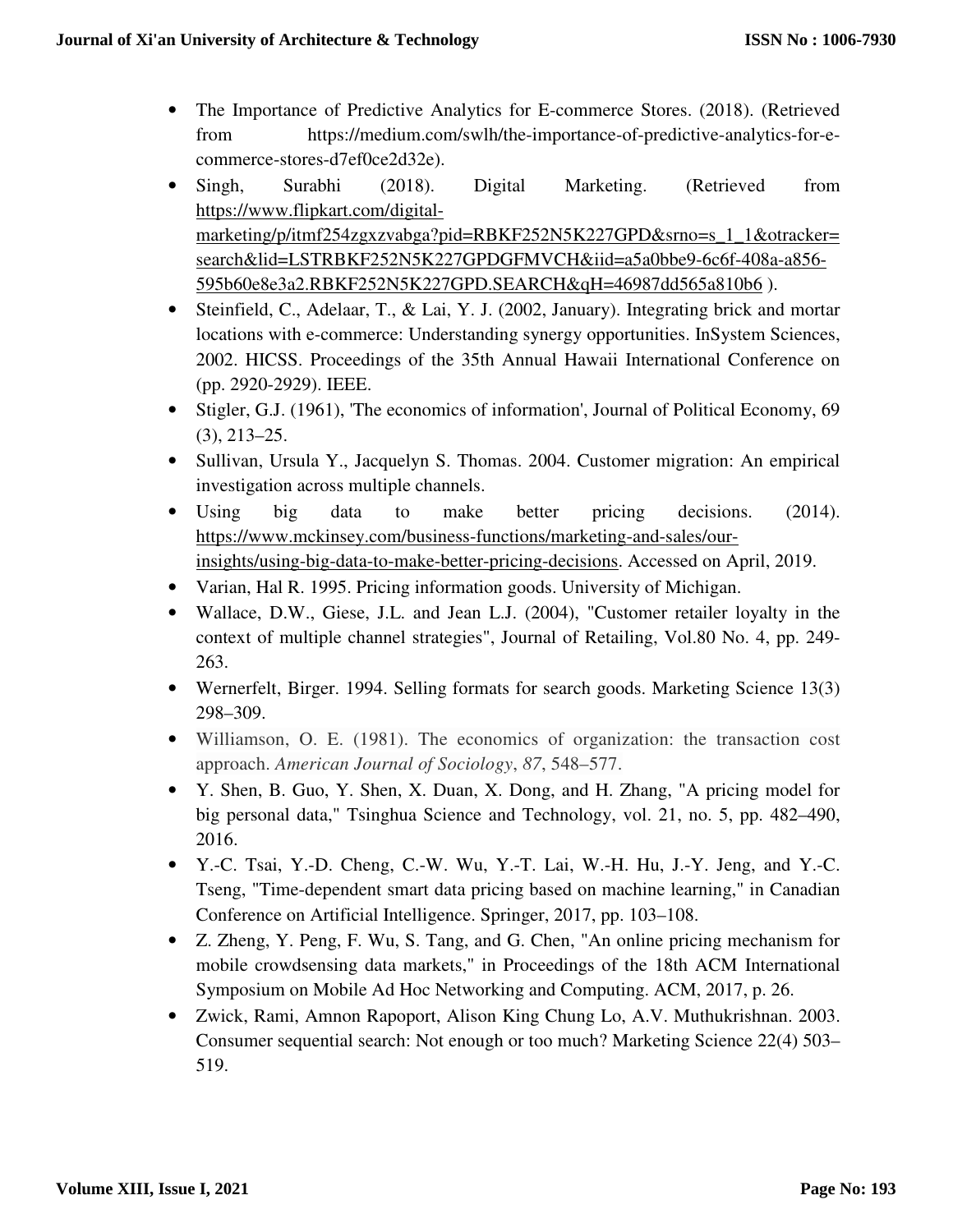- The Importance of Predictive Analytics for E-commerce Stores. (2018). (Retrieved from https://medium.com/swlh/the-importance-of-predictive-analytics-for-e-commerce-stores-d7ef0ce2d32e).
- Singh, Surabhi (2018). Digital Marketing. (Retrieved from https://www.flipkart.com/digital-marketing/p/itmf254zgxzvabga?pid=RBKF252N5K227GPD&srno=s_1_1&otracker=search&lid=LSTRBKF252N5K227GPDGFMVCH&iid=a5a0bbe9-6c6f-408a-a856-595b60e8e3a2.RBKF252N5K227GPD.SEARCH&qH=46987dd565a810b6 ).
- Steinfield, C., Adelaar, T., & Lai, Y. J. (2002, January). Integrating brick and mortar locations with e-commerce: Understanding synergy opportunities. InSystem Sciences, 2002. HICSS. Proceedings of the 35th Annual Hawaii International Conference on (pp. 2920-2929). IEEE.
- Stigler, G.J. (1961), 'The economics of information', Journal of Political Economy, 69 (3), 213–25.
- Sullivan, Ursula Y., Jacquelyn S. Thomas. 2004. Customer migration: An empirical investigation across multiple channels.
- Using big data to make better pricing decisions. (2014). https://www.mckinsey.com/business-functions/marketing-and-sales/our-insights/using-big-data-to-make-better-pricing-decisions. Accessed on April, 2019.
- Varian, Hal R. 1995. Pricing information goods. University of Michigan.
- Wallace, D.W., Giese, J.L. and Jean L.J. (2004), "Customer retailer loyalty in the context of multiple channel strategies", Journal of Retailing, Vol.80 No. 4, pp. 249-263.
- Wernerfelt, Birger. 1994. Selling formats for search goods. Marketing Science 13(3) 298–309.
- Williamson, O. E. (1981). The economics of organization: the transaction cost approach. *American Journal of Sociology*, *87*, 548–577.
- Y. Shen, B. Guo, Y. Shen, X. Duan, X. Dong, and H. Zhang, "A pricing model for big personal data," Tsinghua Science and Technology, vol. 21, no. 5, pp. 482–490, 2016.
- Y.-C. Tsai, Y.-D. Cheng, C.-W. Wu, Y.-T. Lai, W.-H. Hu, J.-Y. Jeng, and Y.-C. Tseng, "Time-dependent smart data pricing based on machine learning," in Canadian Conference on Artificial Intelligence. Springer, 2017, pp. 103–108.
- Z. Zheng, Y. Peng, F. Wu, S. Tang, and G. Chen, "An online pricing mechanism for mobile crowdsensing data markets," in Proceedings of the 18th ACM International Symposium on Mobile Ad Hoc Networking and Computing. ACM, 2017, p. 26.
- Zwick, Rami, Amnon Rapoport, Alison King Chung Lo, A.V. Muthukrishnan. 2003. Consumer sequential search: Not enough or too much? Marketing Science 22(4) 503–519.